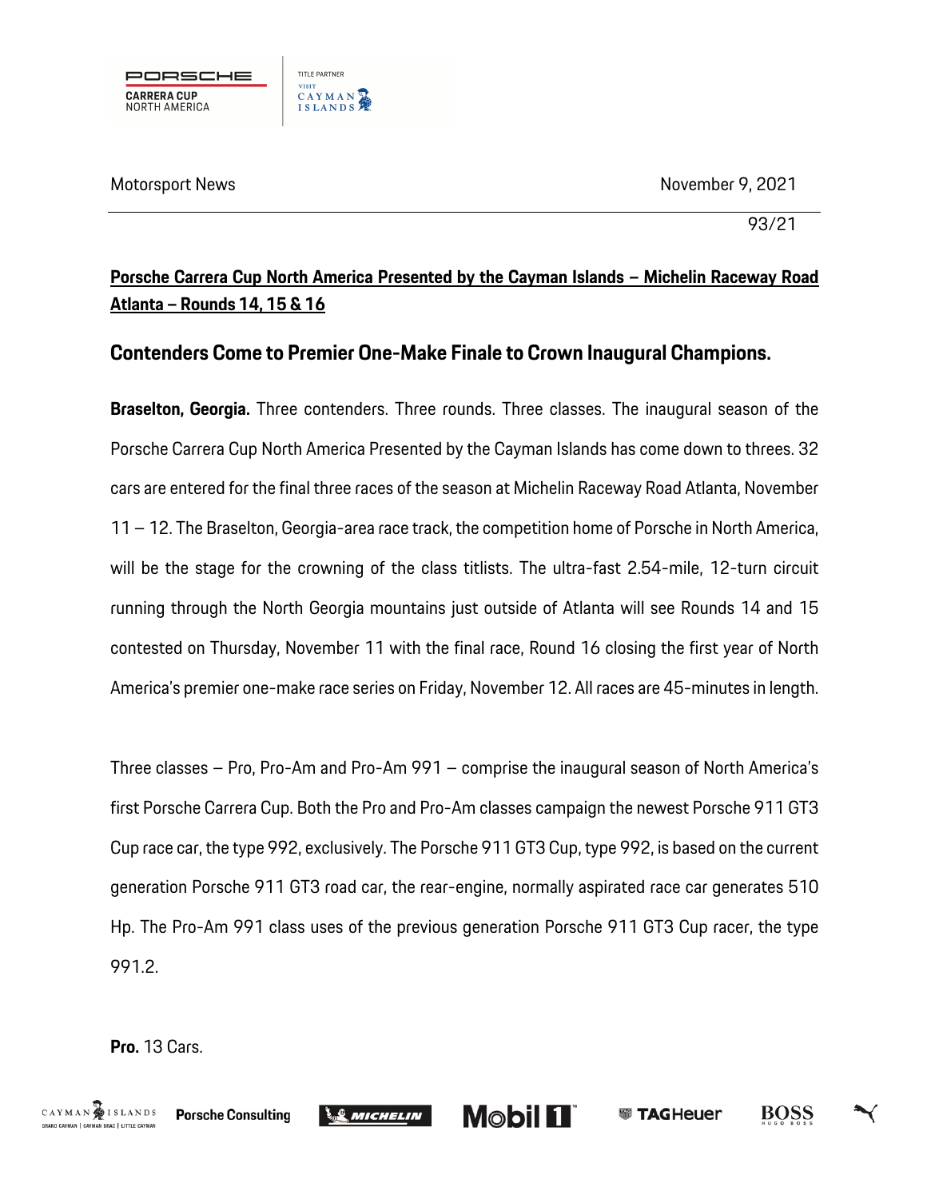Motorsport News

November 9, 2021

93/21

**Porsche Carrera Cup North America Presented by the Cayman Islands – Michelin Raceway Road Atlanta – Rounds 14, 15 & 16**

## Contenders Come to Premier One-Make Finale to Crown Inaugural Champions.

**Braselton, Georgia.** Three contenders. Three rounds. Three classes. The inaugural season of the Porsche Carrera Cup North America Presented by the Cayman Islands has come down to threes. 32 cars are entered for the final three races of the season at Michelin Raceway Road Atlanta, November 11 – 12. The Braselton, Georgia-area race track, the competition home of Porsche in North America, will be the stage for the crowning of the class titlists. The ultra-fast 2.54-mile, 12-turn circuit running through the North Georgia mountains just outside of Atlanta will see Rounds 14 and 15 contested on Thursday, November 11 with the final race, Round 16 closing the first year of North America's premier one-make race series on Friday, November 12. All races are 45-minutes in length.

Three classes – Pro, Pro-Am and Pro-Am 991 – comprise the inaugural season of North America's first Porsche Carrera Cup. Both the Pro and Pro-Am classes campaign the newest Porsche 911 GT3 Cup race car, the type 992, exclusively. The Porsche 911 GT3 Cup, type 992, is based on the current generation Porsche 911 GT3 road car, the rear-engine, normally aspirated race car generates 510 Hp. The Pro-Am 991 class uses of the previous generation Porsche 911 GT3 Cup racer, the type 991.2.

**Pro.** 13 Cars.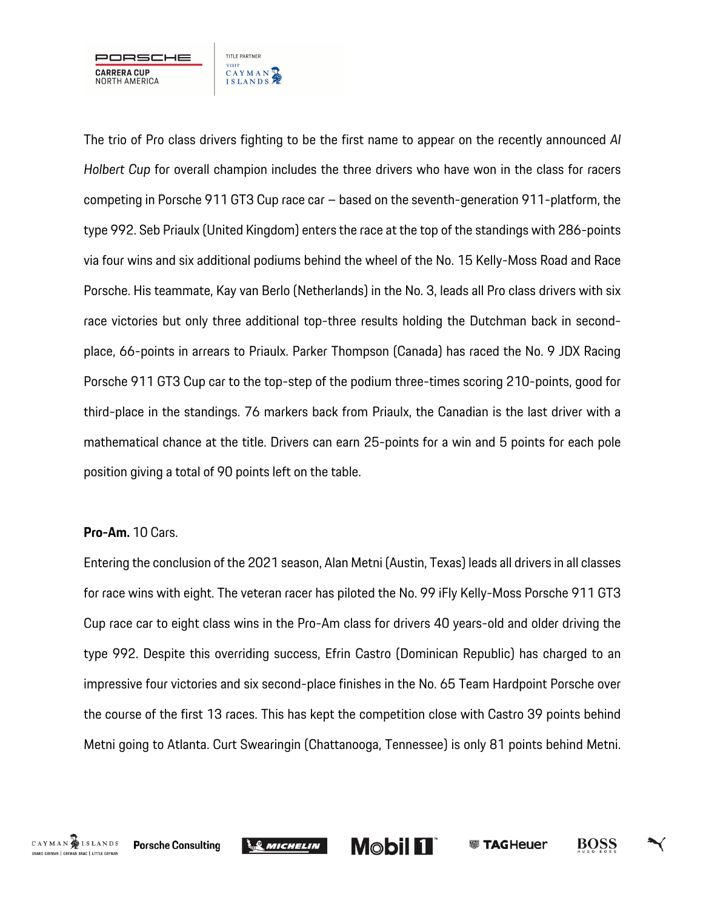The trio of Pro class drivers fighting to be the first name to appear on the recently announced *Al Holbert Cup* for overall champion includes the three drivers who have won in the class for racers competing in Porsche 911 GT3 Cup race car – based on the seventh-generation 911-platform, the type 992. Seb Priaulx (United Kingdom) enters the race at the top of the standings with 286-points via four wins and six additional podiums behind the wheel of the No. 15 Kelly-Moss Road and Race Porsche. His teammate, Kay van Berlo (Netherlands) in the No. 3, leads all Pro class drivers with six race victories but only three additional top-three results holding the Dutchman back in second-place, 66-points in arrears to Priaulx. Parker Thompson (Canada) has raced the No. 9 JDX Racing Porsche 911 GT3 Cup car to the top-step of the podium three-times scoring 210-points, good for third-place in the standings. 76 markers back from Priaulx, the Canadian is the last driver with a mathematical chance at the title. Drivers can earn 25-points for a win and 5 points for each pole position giving a total of 90 points left on the table.

**Pro-Am.** 10 Cars.

Entering the conclusion of the 2021 season, Alan Metni (Austin, Texas) leads all drivers in all classes for race wins with eight. The veteran racer has piloted the No. 99 iFly Kelly-Moss Porsche 911 GT3 Cup race car to eight class wins in the Pro-Am class for drivers 40 years-old and older driving the type 992. Despite this overriding success, Efrin Castro (Dominican Republic) has charged to an impressive four victories and six second-place finishes in the No. 65 Team Hardpoint Porsche over the course of the first 13 races. This has kept the competition close with Castro 39 points behind Metni going to Atlanta. Curt Swearingin (Chattanooga, Tennessee) is only 81 points behind Metni.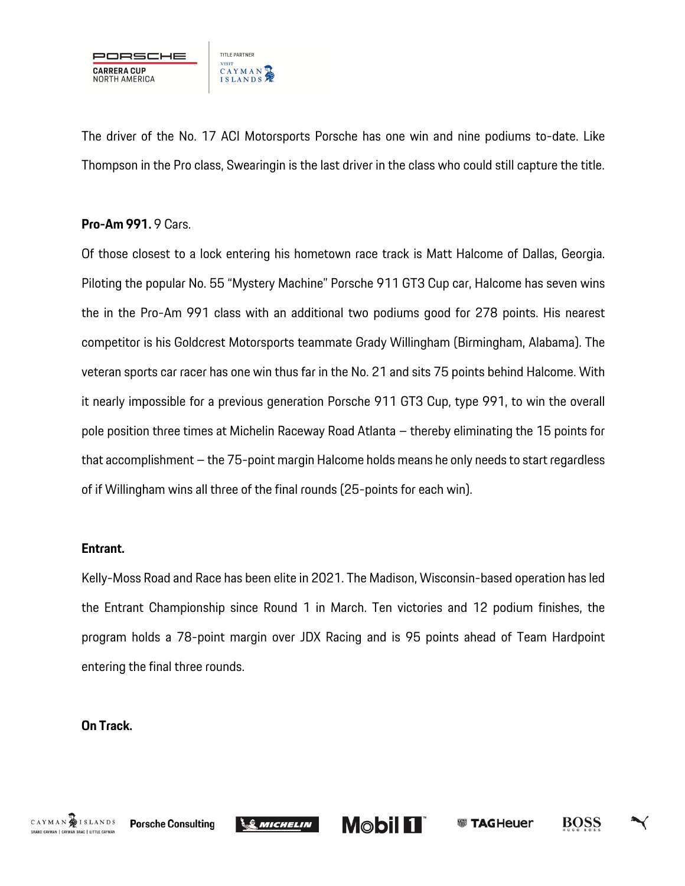The driver of the No. 17 ACI Motorsports Porsche has one win and nine podiums to-date. Like Thompson in the Pro class, Swearingin is the last driver in the class who could still capture the title.

**Pro-Am 991.** 9 Cars.

Of those closest to a lock entering his hometown race track is Matt Halcome of Dallas, Georgia. Piloting the popular No. 55 "Mystery Machine" Porsche 911 GT3 Cup car, Halcome has seven wins the in the Pro-Am 991 class with an additional two podiums good for 278 points. His nearest competitor is his Goldcrest Motorsports teammate Grady Willingham (Birmingham, Alabama). The veteran sports car racer has one win thus far in the No. 21 and sits 75 points behind Halcome. With it nearly impossible for a previous generation Porsche 911 GT3 Cup, type 991, to win the overall pole position three times at Michelin Raceway Road Atlanta – thereby eliminating the 15 points for that accomplishment – the 75-point margin Halcome holds means he only needs to start regardless of if Willingham wins all three of the final rounds (25-points for each win).

**Entrant.**

Kelly-Moss Road and Race has been elite in 2021. The Madison, Wisconsin-based operation has led the Entrant Championship since Round 1 in March. Ten victories and 12 podium finishes, the program holds a 78-point margin over JDX Racing and is 95 points ahead of Team Hardpoint entering the final three rounds.

**On Track.**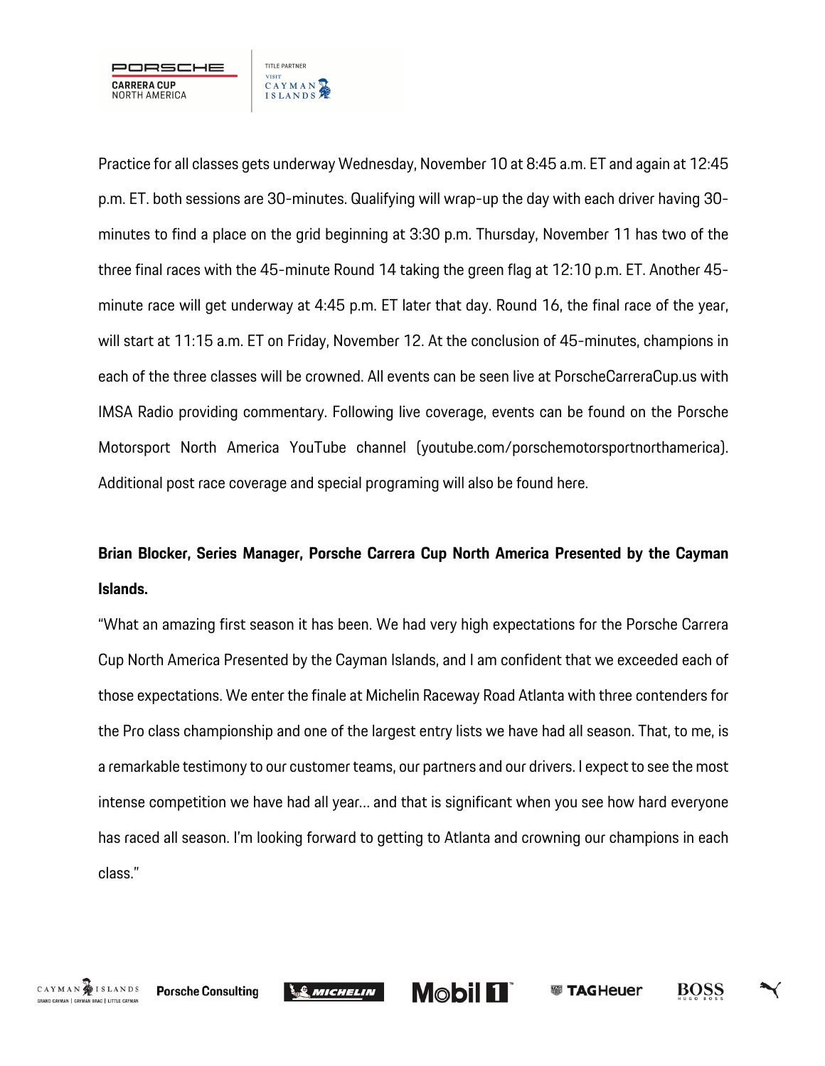Practice for all classes gets underway Wednesday, November 10 at 8:45 a.m. ET and again at 12:45 p.m. ET. both sessions are 30-minutes. Qualifying will wrap-up the day with each driver having 30-minutes to find a place on the grid beginning at 3:30 p.m. Thursday, November 11 has two of the three final races with the 45-minute Round 14 taking the green flag at 12:10 p.m. ET. Another 45-minute race will get underway at 4:45 p.m. ET later that day. Round 16, the final race of the year, will start at 11:15 a.m. ET on Friday, November 12. At the conclusion of 45-minutes, champions in each of the three classes will be crowned. All events can be seen live at PorscheCarreraCup.us with IMSA Radio providing commentary. Following live coverage, events can be found on the Porsche Motorsport North America YouTube channel (youtube.com/porschemotorsportnorthamerica). Additional post race coverage and special programing will also be found here.

**Brian Blocker, Series Manager, Porsche Carrera Cup North America Presented by the Cayman Islands.**

"What an amazing first season it has been. We had very high expectations for the Porsche Carrera Cup North America Presented by the Cayman Islands, and I am confident that we exceeded each of those expectations. We enter the finale at Michelin Raceway Road Atlanta with three contenders for the Pro class championship and one of the largest entry lists we have had all season. That, to me, is a remarkable testimony to our customer teams, our partners and our drivers. I expect to see the most intense competition we have had all year… and that is significant when you see how hard everyone has raced all season. I'm looking forward to getting to Atlanta and crowning our champions in each class."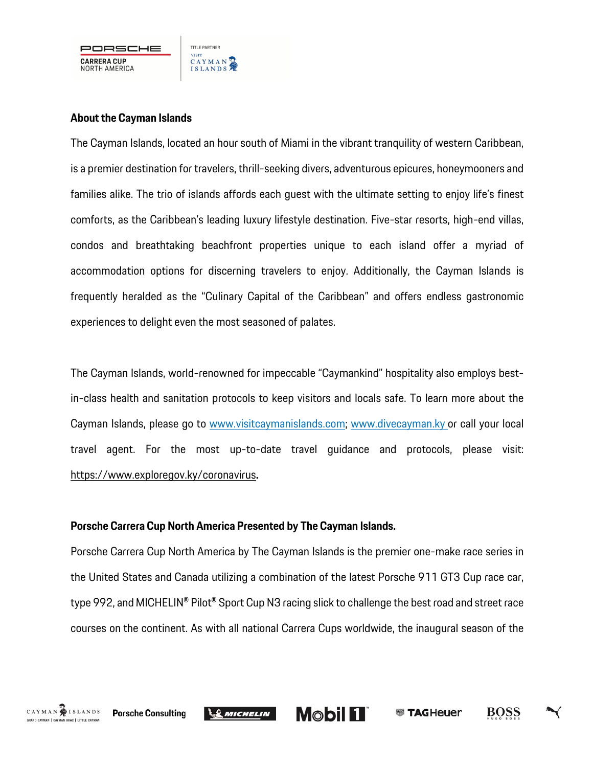### About the Cayman Islands

The Cayman Islands, located an hour south of Miami in the vibrant tranquility of western Caribbean, is a premier destination for travelers, thrill-seeking divers, adventurous epicures, honeymooners and families alike. The trio of islands affords each guest with the ultimate setting to enjoy life's finest comforts, as the Caribbean's leading luxury lifestyle destination. Five-star resorts, high-end villas, condos and breathtaking beachfront properties unique to each island offer a myriad of accommodation options for discerning travelers to enjoy. Additionally, the Cayman Islands is frequently heralded as the "Culinary Capital of the Caribbean" and offers endless gastronomic experiences to delight even the most seasoned of palates.

The Cayman Islands, world-renowned for impeccable "Caymankind" hospitality also employs best-in-class health and sanitation protocols to keep visitors and locals safe. To learn more about the Cayman Islands, please go to [www.visitcaymanislands.com](http://www.visitcaymanislands.com); [www.divecayman.ky](http://www.divecayman.ky) or call your local travel agent. For the most up-to-date travel guidance and protocols, please visit: https://www.exploregov.ky/coronavirus.

### Porsche Carrera Cup North America Presented by The Cayman Islands.

Porsche Carrera Cup North America by The Cayman Islands is the premier one-make race series in the United States and Canada utilizing a combination of the latest Porsche 911 GT3 Cup race car, type 992, and MICHELIN® Pilot® Sport Cup N3 racing slick to challenge the best road and street race courses on the continent. As with all national Carrera Cups worldwide, the inaugural season of the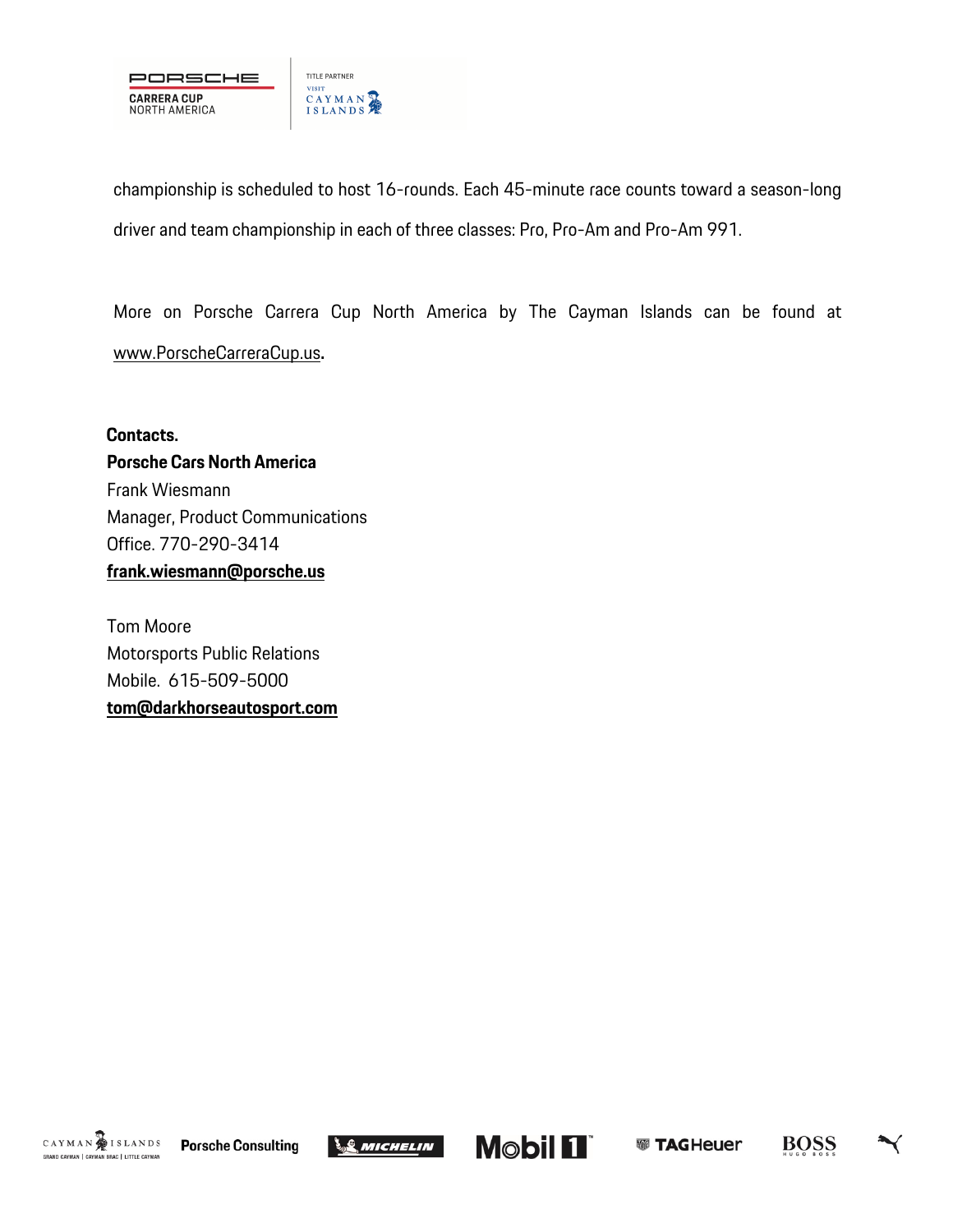championship is scheduled to host 16-rounds. Each 45-minute race counts toward a season-long driver and team championship in each of three classes: Pro, Pro-Am and Pro-Am 991.

More on Porsche Carrera Cup North America by The Cayman Islands can be found at www.PorscheCarreraCup.us.

**Contacts.**

**Porsche Cars North America**
Frank Wiesmann
Manager, Product Communications
Office. 770-290-3414
**frank.wiesmann@porsche.us**

Tom Moore
Motorsports Public Relations
Mobile. 615-509-5000
**tom@darkhorseautosport.com**